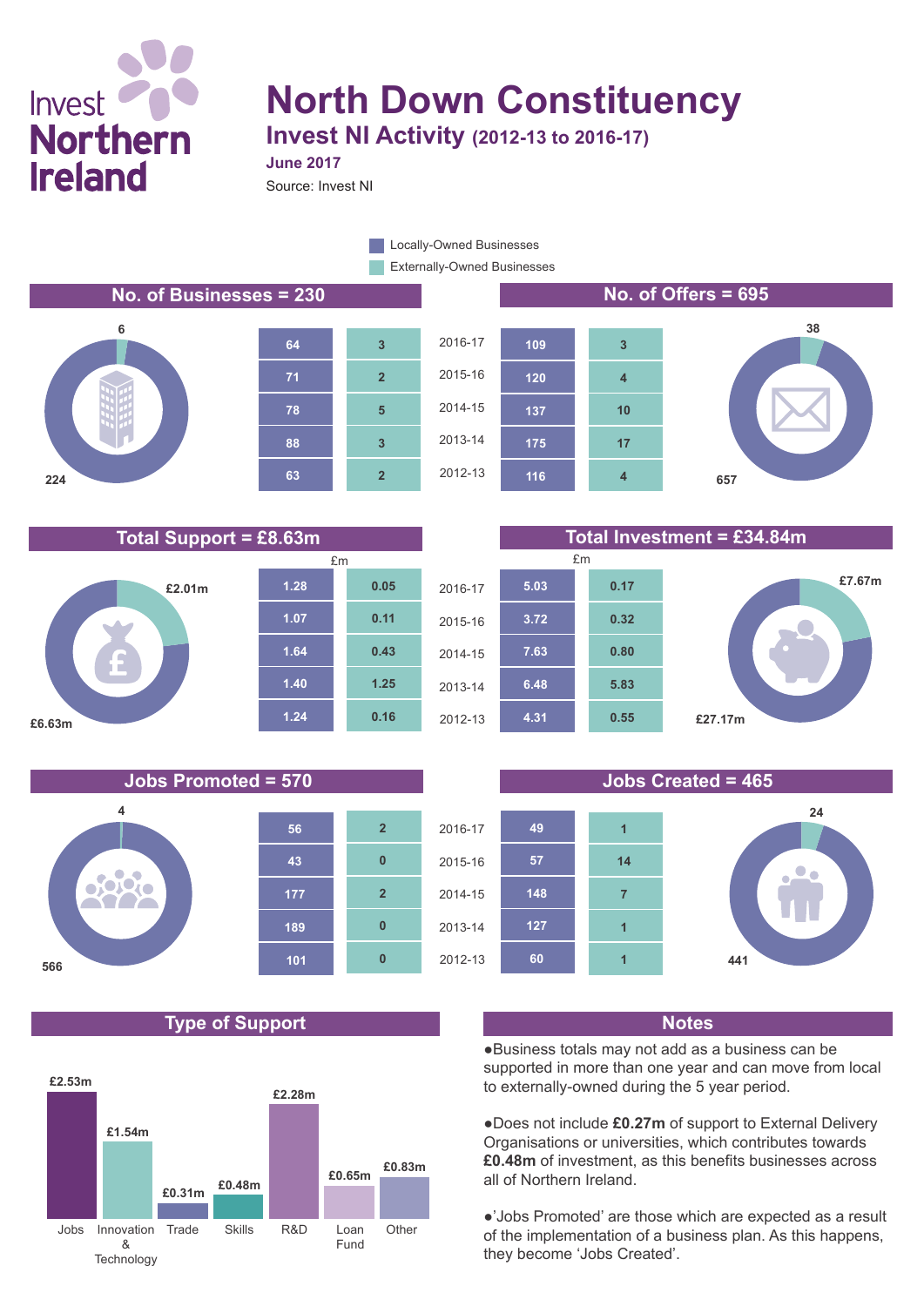# North Down Constituency

## Invest NI Activity (2012-13 to 2016-17)

**June 2017**

Source: Invest NI

Legend: Locally-Owned Businesses / Externally-Owned Businesses

### No. of Businesses = 230

Locally-Owned: 224 | Externally-Owned: 6

### No. of Offers = 695

Locally-Owned: 657 | Externally-Owned: 38

| Year | Businesses – Locally-Owned | Businesses – Externally-Owned | Offers – Locally-Owned | Offers – Externally-Owned |
|---|---|---|---|---|
| 2016-17 | 64 | 3 | 109 | 3 |
| 2015-16 | 71 | 2 | 120 | 4 |
| 2014-15 | 78 | 5 | 137 | 10 |
| 2013-14 | 88 | 3 | 175 | 17 |
| 2012-13 | 63 | 2 | 116 | 4 |

### Total Support = £8.63m

Locally-Owned: £6.63m | Externally-Owned: £2.01m

### Total Investment = £34.84m

Locally-Owned: £27.17m | Externally-Owned: £7.67m

| Year | Support £m – Locally-Owned | Support £m – Externally-Owned | Investment £m – Locally-Owned | Investment £m – Externally-Owned |
|---|---|---|---|---|
| 2016-17 | 1.28 | 0.05 | 5.03 | 0.17 |
| 2015-16 | 1.07 | 0.11 | 3.72 | 0.32 |
| 2014-15 | 1.64 | 0.43 | 7.63 | 0.80 |
| 2013-14 | 1.40 | 1.25 | 6.48 | 5.83 |
| 2012-13 | 1.24 | 0.16 | 4.31 | 0.55 |

### Jobs Promoted = 570

Locally-Owned: 566 | Externally-Owned: 4

### Jobs Created = 465

Locally-Owned: 441 | Externally-Owned: 24

| Year | Jobs Promoted – Locally-Owned | Jobs Promoted – Externally-Owned | Jobs Created – Locally-Owned | Jobs Created – Externally-Owned |
|---|---|---|---|---|
| 2016-17 | 56 | 2 | 49 | 1 |
| 2015-16 | 43 | 0 | 57 | 14 |
| 2014-15 | 177 | 2 | 148 | 7 |
| 2013-14 | 189 | 0 | 127 | 1 |
| 2012-13 | 101 | 0 | 60 | 1 |

### Type of Support

| Type | Amount |
|---|---|
| Jobs | £2.53m |
| Innovation & Technology | £1.54m |
| Trade | £0.31m |
| Skills | £0.48m |
| R&D | £2.28m |
| Loan Fund | £0.65m |
| Other | £0.83m |

### Notes

- Business totals may not add as a business can be supported in more than one year and can move from local to externally-owned during the 5 year period.
- Does not include **£0.27m** of support to External Delivery Organisations or universities, which contributes towards **£0.48m** of investment, as this benefits businesses across all of Northern Ireland.
- 'Jobs Promoted' are those which are expected as a result of the implementation of a business plan. As this happens, they become 'Jobs Created'.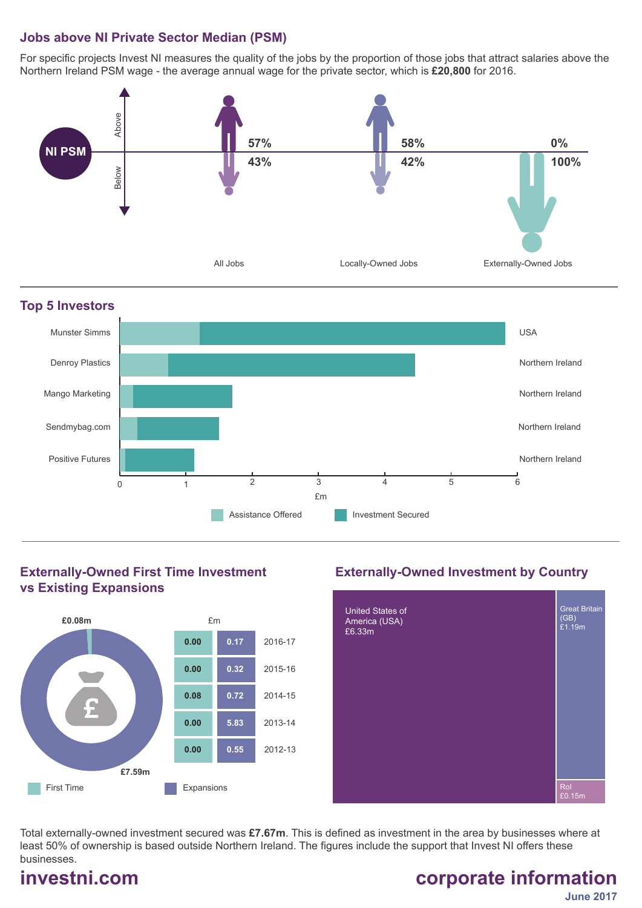## Jobs above NI Private Sector Median (PSM)

For specific projects Invest NI measures the quality of the jobs by the proportion of those jobs that attract salaries above the Northern Ireland PSM wage - the average annual wage for the private sector, which is **£20,800** for 2016.

NI PSM

Above

Below

All Jobs: 57% / 43%

Locally-Owned Jobs: 58% / 42%

Externally-Owned Jobs: 0% / 100%

## Top 5 Investors

Munster Simms — USA

Denroy Plastics — Northern Ireland

Mango Marketing — Northern Ireland

Sendmybag.com — Northern Ireland

Positive Futures — Northern Ireland

0 1 2 3 4 5 6

£m

Assistance Offered

Investment Secured

## Externally-Owned First Time Investment vs Existing Expansions

£0.08m

£7.59m

First Time

Expansions

| First Time (£m) | Expansions (£m) | Year |
|---|---|---|
| 0.00 | 0.17 | 2016-17 |
| 0.00 | 0.32 | 2015-16 |
| 0.08 | 0.72 | 2014-15 |
| 0.00 | 5.83 | 2013-14 |
| 0.00 | 0.55 | 2012-13 |

## Externally-Owned Investment by Country

United States of America (USA) £6.33m

Great Britain (GB) £1.19m

RoI £0.15m

Total externally-owned investment secured was **£7.67m**. This is defined as investment in the area by businesses where at least 50% of ownership is based outside Northern Ireland. The figures include the support that Invest NI offers these businesses.

**investni.com**

**corporate information**

**June 2017**